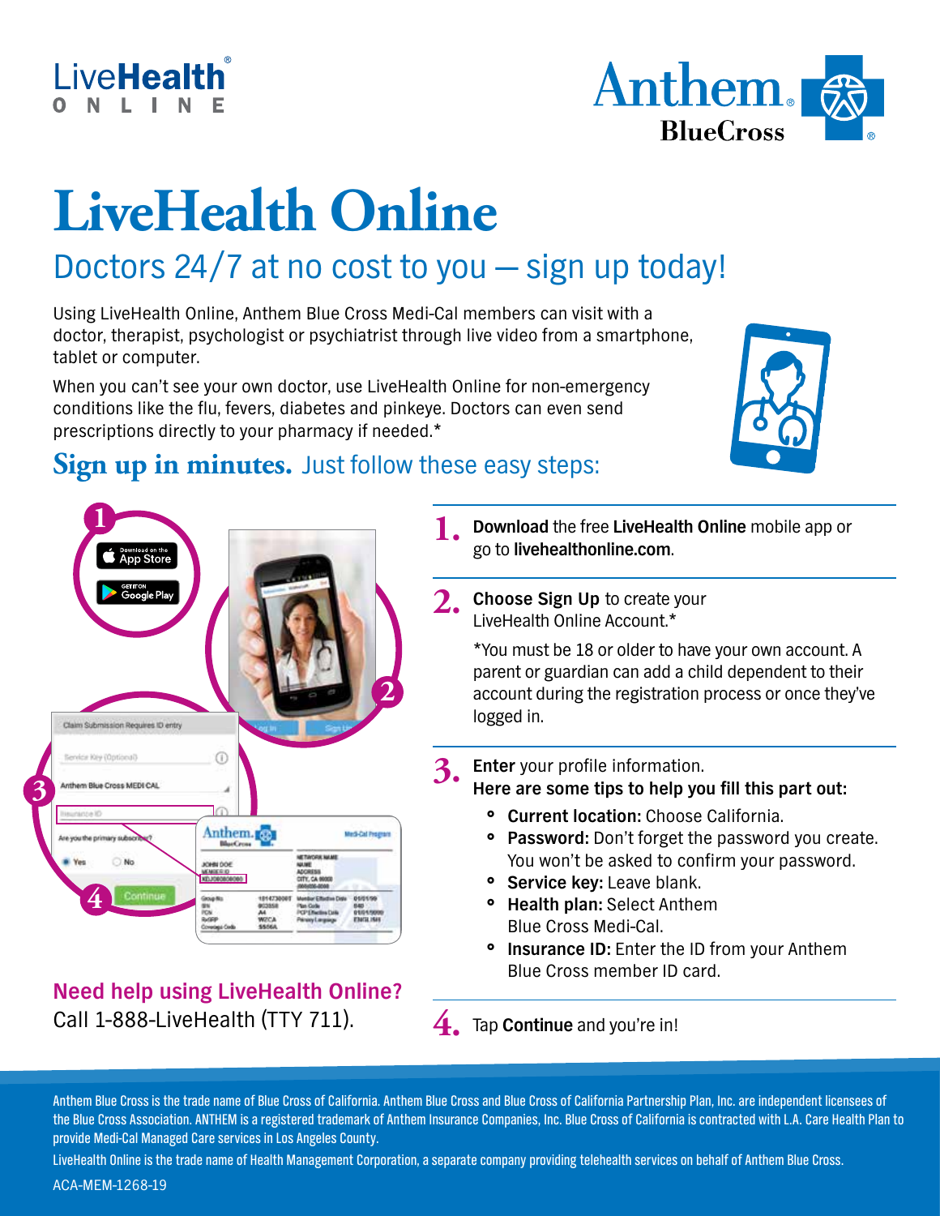LiveHealth ONLINE

Anthem BlueCross

# LiveHealth Online

## Doctors 24/7 at no cost to you — sign up today!

Using LiveHealth Online, Anthem Blue Cross Medi-Cal members can visit with a doctor, therapist, psychologist or psychiatrist through live video from a smartphone, tablet or computer.

When you can't see your own doctor, use LiveHealth Online for non-emergency conditions like the flu, fevers, diabetes and pinkeye. Doctors can even send prescriptions directly to your pharmacy if needed.*

## **Sign up in minutes.** Just follow these easy steps:

1. **Download** the free **LiveHealth Online** mobile app or go to **livehealthonline.com**.

2. **Choose Sign Up** to create your LiveHealth Online Account.*

   *You must be 18 or older to have your own account. A parent or guardian can add a child dependent to their account during the registration process or once they've logged in.

3. **Enter** your profile information.
   **Here are some tips to help you fill this part out:**
   - **Current location:** Choose California.
   - **Password:** Don't forget the password you create. You won't be asked to confirm your password.
   - **Service key:** Leave blank.
   - **Health plan:** Select Anthem Blue Cross Medi-Cal.
   - **Insurance ID:** Enter the ID from your Anthem Blue Cross member ID card.

4. Tap **Continue** and you're in!

**Need help using LiveHealth Online?**
Call 1-888-LiveHealth (TTY 711).

Anthem Blue Cross is the trade name of Blue Cross of California. Anthem Blue Cross and Blue Cross of California Partnership Plan, Inc. are independent licensees of the Blue Cross Association. ANTHEM is a registered trademark of Anthem Insurance Companies, Inc. Blue Cross of California is contracted with L.A. Care Health Plan to provide Medi-Cal Managed Care services in Los Angeles County.

LiveHealth Online is the trade name of Health Management Corporation, a separate company providing telehealth services on behalf of Anthem Blue Cross.

ACA-MEM-1268-19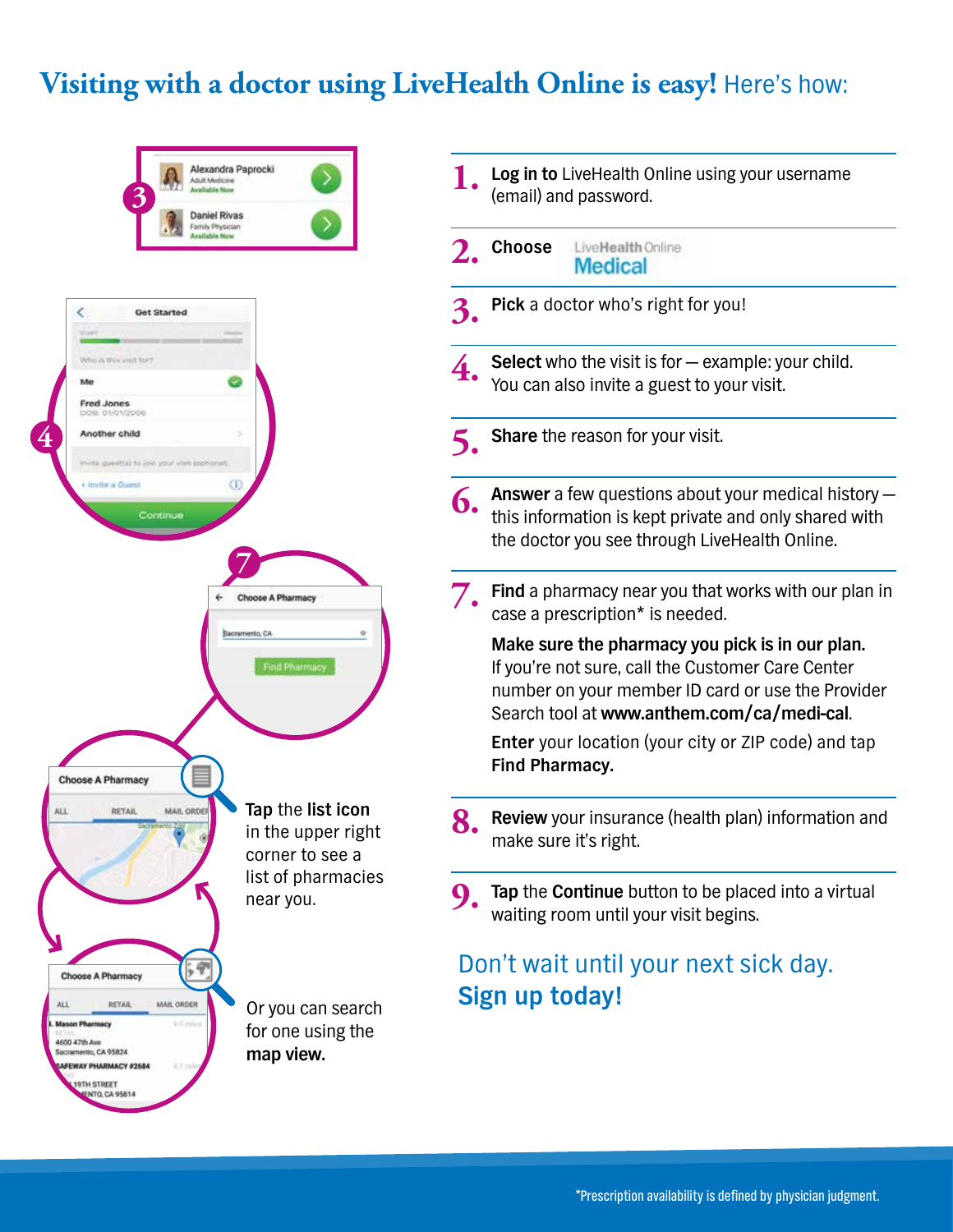# **Visiting with a doctor using LiveHealth Online is easy!** Here's how:

1. **Log in to** LiveHealth Online using your username (email) and password.

2. **Choose** LiveHealth Online Medical

3. **Pick** a doctor who's right for you!

4. **Select** who the visit is for — example: your child. You can also invite a guest to your visit.

5. **Share** the reason for your visit.

6. **Answer** a few questions about your medical history — this information is kept private and only shared with the doctor you see through LiveHealth Online.

7. **Find** a pharmacy near you that works with our plan in case a prescription* is needed.

   **Make sure the pharmacy you pick is in our plan.** If you're not sure, call the Customer Care Center number on your member ID card or use the Provider Search tool at **www.anthem.com/ca/medi-cal**.

   **Enter** your location (your city or ZIP code) and tap **Find Pharmacy.**

8. **Review** your insurance (health plan) information and make sure it's right.

9. **Tap** the **Continue** button to be placed into a virtual waiting room until your visit begins.

**Tap** the **list icon** in the upper right corner to see a list of pharmacies near you.

Or you can search for one using the **map view.**

Don't wait until your next sick day.
**Sign up today!**

*Prescription availability is defined by physician judgment.